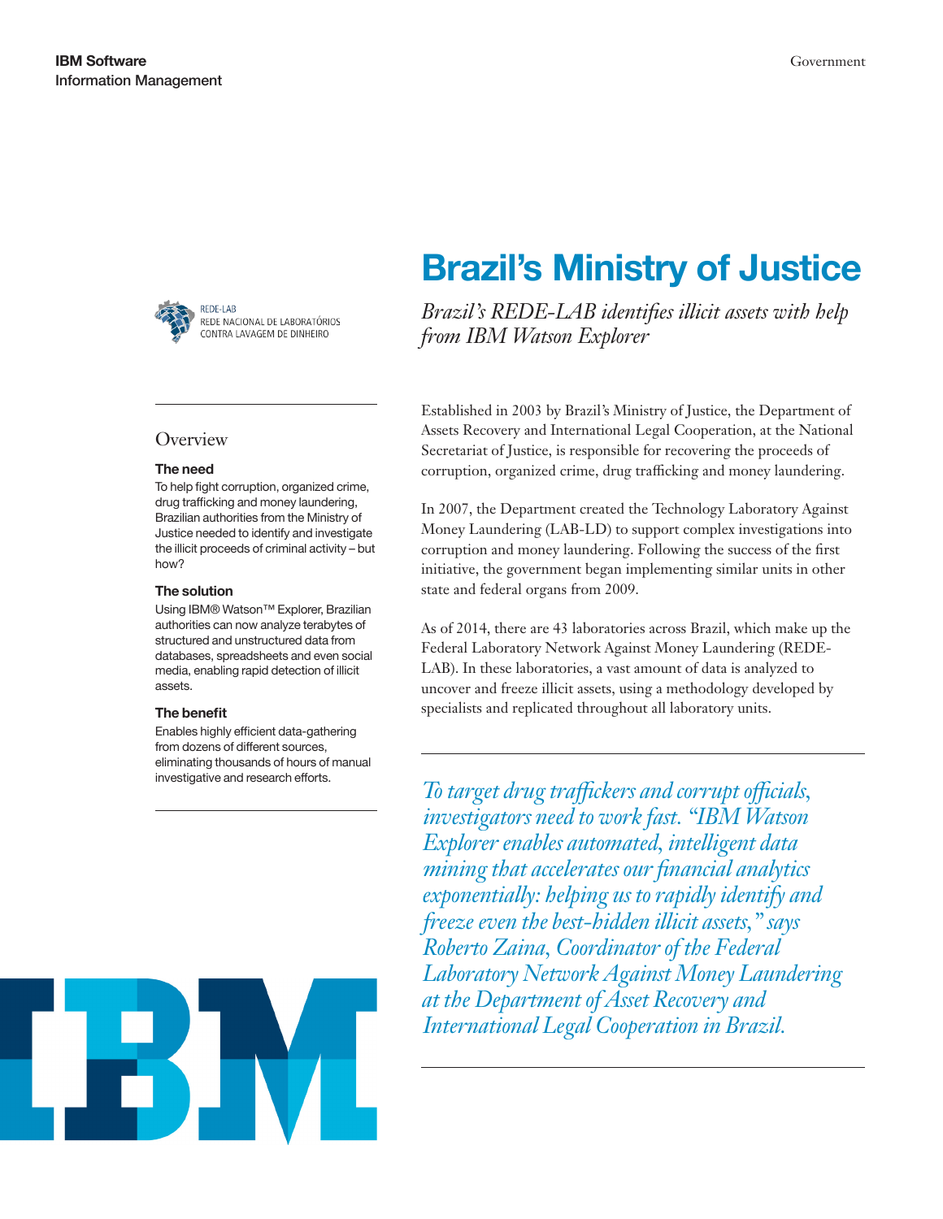# Brazil's Ministry of Justice

*Brazil's REDE-LAB identifies illicit assets with help from IBM Watson Explorer*

REDE-LAB
REDE NACIONAL DE LABORATÓRIOS CONTRA LAVAGEM DE DINHEIRO

## Overview

**The need**

To help fight corruption, organized crime, drug trafficking and money laundering, Brazilian authorities from the Ministry of Justice needed to identify and investigate the illicit proceeds of criminal activity – but how?

**The solution**

Using IBM® Watson™ Explorer, Brazilian authorities can now analyze terabytes of structured and unstructured data from databases, spreadsheets and even social media, enabling rapid detection of illicit assets.

**The benefit**

Enables highly efficient data-gathering from dozens of different sources, eliminating thousands of hours of manual investigative and research efforts.

Established in 2003 by Brazil's Ministry of Justice, the Department of Assets Recovery and International Legal Cooperation, at the National Secretariat of Justice, is responsible for recovering the proceeds of corruption, organized crime, drug trafficking and money laundering.

In 2007, the Department created the Technology Laboratory Against Money Laundering (LAB-LD) to support complex investigations into corruption and money laundering. Following the success of the first initiative, the government began implementing similar units in other state and federal organs from 2009.

As of 2014, there are 43 laboratories across Brazil, which make up the Federal Laboratory Network Against Money Laundering (REDE-LAB). In these laboratories, a vast amount of data is analyzed to uncover and freeze illicit assets, using a methodology developed by specialists and replicated throughout all laboratory units.

*To target drug traffickers and corrupt officials, investigators need to work fast. "IBM Watson Explorer enables automated, intelligent data mining that accelerates our financial analytics exponentially: helping us to rapidly identify and freeze even the best-hidden illicit assets," says Roberto Zaina, Coordinator of the Federal Laboratory Network Against Money Laundering at the Department of Asset Recovery and International Legal Cooperation in Brazil.*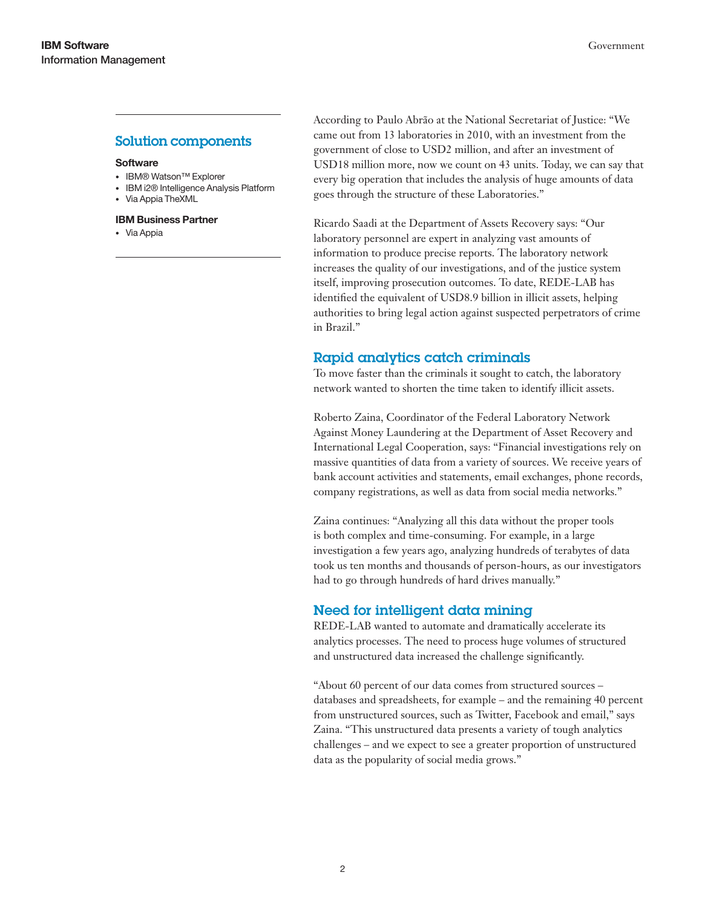## Solution components

**Software**

- IBM® Watson™ Explorer
- IBM i2® Intelligence Analysis Platform
- Via Appia TheXML

**IBM Business Partner**

- Via Appia

According to Paulo Abrão at the National Secretariat of Justice: "We came out from 13 laboratories in 2010, with an investment from the government of close to USD2 million, and after an investment of USD18 million more, now we count on 43 units. Today, we can say that every big operation that includes the analysis of huge amounts of data goes through the structure of these Laboratories."

Ricardo Saadi at the Department of Assets Recovery says: "Our laboratory personnel are expert in analyzing vast amounts of information to produce precise reports. The laboratory network increases the quality of our investigations, and of the justice system itself, improving prosecution outcomes. To date, REDE-LAB has identified the equivalent of USD8.9 billion in illicit assets, helping authorities to bring legal action against suspected perpetrators of crime in Brazil."

## Rapid analytics catch criminals

To move faster than the criminals it sought to catch, the laboratory network wanted to shorten the time taken to identify illicit assets.

Roberto Zaina, Coordinator of the Federal Laboratory Network Against Money Laundering at the Department of Asset Recovery and International Legal Cooperation, says: "Financial investigations rely on massive quantities of data from a variety of sources. We receive years of bank account activities and statements, email exchanges, phone records, company registrations, as well as data from social media networks."

Zaina continues: "Analyzing all this data without the proper tools is both complex and time-consuming. For example, in a large investigation a few years ago, analyzing hundreds of terabytes of data took us ten months and thousands of person-hours, as our investigators had to go through hundreds of hard drives manually."

## Need for intelligent data mining

REDE-LAB wanted to automate and dramatically accelerate its analytics processes. The need to process huge volumes of structured and unstructured data increased the challenge significantly.

"About 60 percent of our data comes from structured sources – databases and spreadsheets, for example – and the remaining 40 percent from unstructured sources, such as Twitter, Facebook and email," says Zaina. "This unstructured data presents a variety of tough analytics challenges – and we expect to see a greater proportion of unstructured data as the popularity of social media grows."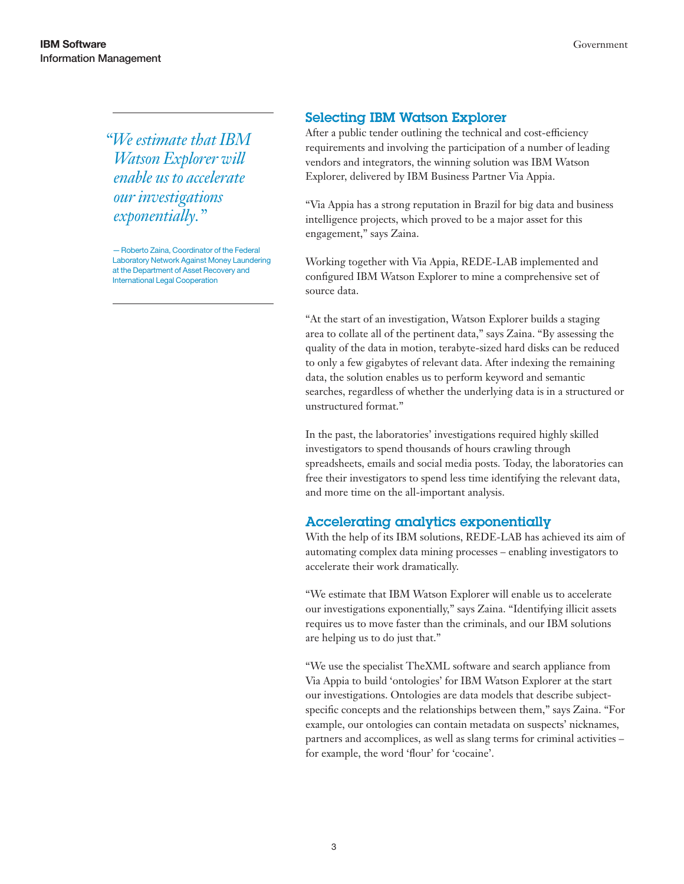> *"We estimate that IBM Watson Explorer will enable us to accelerate our investigations exponentially."*
>
> — Roberto Zaina, Coordinator of the Federal Laboratory Network Against Money Laundering at the Department of Asset Recovery and International Legal Cooperation

## Selecting IBM Watson Explorer

After a public tender outlining the technical and cost-efficiency requirements and involving the participation of a number of leading vendors and integrators, the winning solution was IBM Watson Explorer, delivered by IBM Business Partner Via Appia.

"Via Appia has a strong reputation in Brazil for big data and business intelligence projects, which proved to be a major asset for this engagement," says Zaina.

Working together with Via Appia, REDE-LAB implemented and configured IBM Watson Explorer to mine a comprehensive set of source data.

"At the start of an investigation, Watson Explorer builds a staging area to collate all of the pertinent data," says Zaina. "By assessing the quality of the data in motion, terabyte-sized hard disks can be reduced to only a few gigabytes of relevant data. After indexing the remaining data, the solution enables us to perform keyword and semantic searches, regardless of whether the underlying data is in a structured or unstructured format."

In the past, the laboratories' investigations required highly skilled investigators to spend thousands of hours crawling through spreadsheets, emails and social media posts. Today, the laboratories can free their investigators to spend less time identifying the relevant data, and more time on the all-important analysis.

## Accelerating analytics exponentially

With the help of its IBM solutions, REDE-LAB has achieved its aim of automating complex data mining processes – enabling investigators to accelerate their work dramatically.

"We estimate that IBM Watson Explorer will enable us to accelerate our investigations exponentially," says Zaina. "Identifying illicit assets requires us to move faster than the criminals, and our IBM solutions are helping us to do just that."

"We use the specialist TheXML software and search appliance from Via Appia to build 'ontologies' for IBM Watson Explorer at the start our investigations. Ontologies are data models that describe subject-specific concepts and the relationships between them," says Zaina. "For example, our ontologies can contain metadata on suspects' nicknames, partners and accomplices, as well as slang terms for criminal activities – for example, the word 'flour' for 'cocaine'.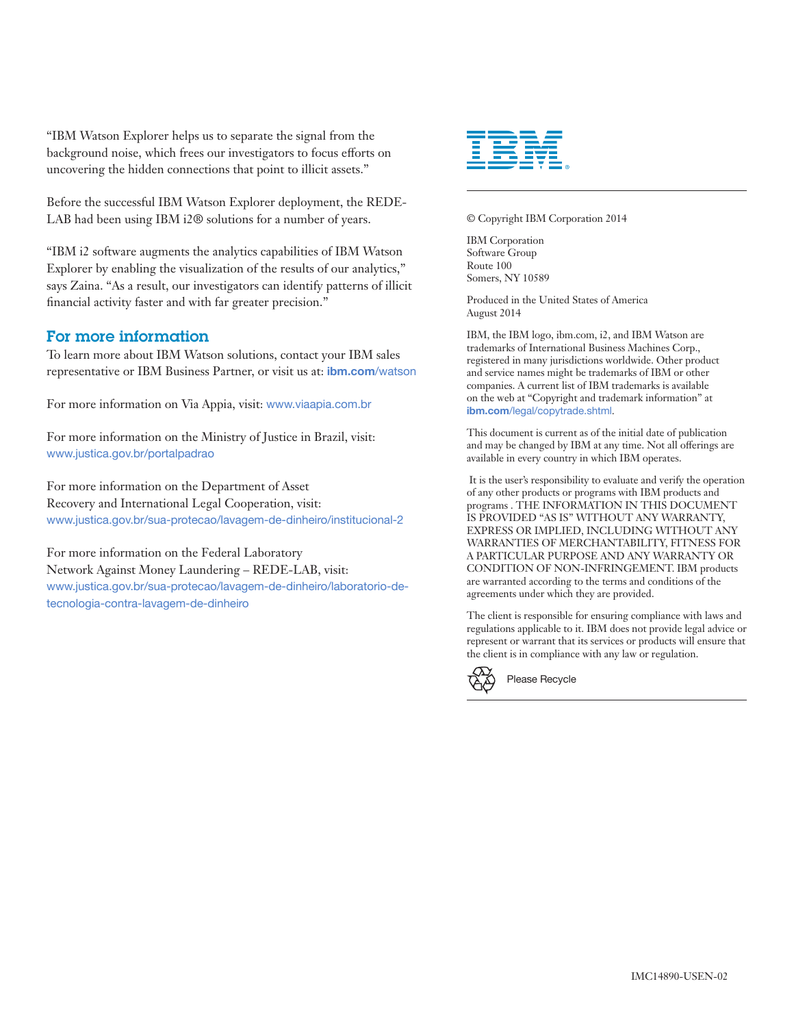"IBM Watson Explorer helps us to separate the signal from the background noise, which frees our investigators to focus efforts on uncovering the hidden connections that point to illicit assets."

Before the successful IBM Watson Explorer deployment, the REDE-LAB had been using IBM i2® solutions for a number of years.

"IBM i2 software augments the analytics capabilities of IBM Watson Explorer by enabling the visualization of the results of our analytics," says Zaina. "As a result, our investigators can identify patterns of illicit financial activity faster and with far greater precision."

## For more information

To learn more about IBM Watson solutions, contact your IBM sales representative or IBM Business Partner, or visit us at: **ibm.com**/watson

For more information on Via Appia, visit: www.viaapia.com.br

For more information on the Ministry of Justice in Brazil, visit: www.justica.gov.br/portalpadrao

For more information on the Department of Asset Recovery and International Legal Cooperation, visit: www.justica.gov.br/sua-protecao/lavagem-de-dinheiro/institucional-2

For more information on the Federal Laboratory Network Against Money Laundering – REDE-LAB, visit: www.justica.gov.br/sua-protecao/lavagem-de-dinheiro/laboratorio-de-tecnologia-contra-lavagem-de-dinheiro

IBM

© Copyright IBM Corporation 2014

IBM Corporation
Software Group
Route 100
Somers, NY 10589

Produced in the United States of America
August 2014

IBM, the IBM logo, ibm.com, i2, and IBM Watson are trademarks of International Business Machines Corp., registered in many jurisdictions worldwide. Other product and service names might be trademarks of IBM or other companies. A current list of IBM trademarks is available on the web at "Copyright and trademark information" at **ibm.com**/legal/copytrade.shtml.

This document is current as of the initial date of publication and may be changed by IBM at any time. Not all offerings are available in every country in which IBM operates.

It is the user's responsibility to evaluate and verify the operation of any other products or programs with IBM products and programs . THE INFORMATION IN THIS DOCUMENT IS PROVIDED "AS IS" WITHOUT ANY WARRANTY, EXPRESS OR IMPLIED, INCLUDING WITHOUT ANY WARRANTIES OF MERCHANTABILITY, FITNESS FOR A PARTICULAR PURPOSE AND ANY WARRANTY OR CONDITION OF NON-INFRINGEMENT. IBM products are warranted according to the terms and conditions of the agreements under which they are provided.

The client is responsible for ensuring compliance with laws and regulations applicable to it. IBM does not provide legal advice or represent or warrant that its services or products will ensure that the client is in compliance with any law or regulation.

Please Recycle

IMC14890-USEN-02